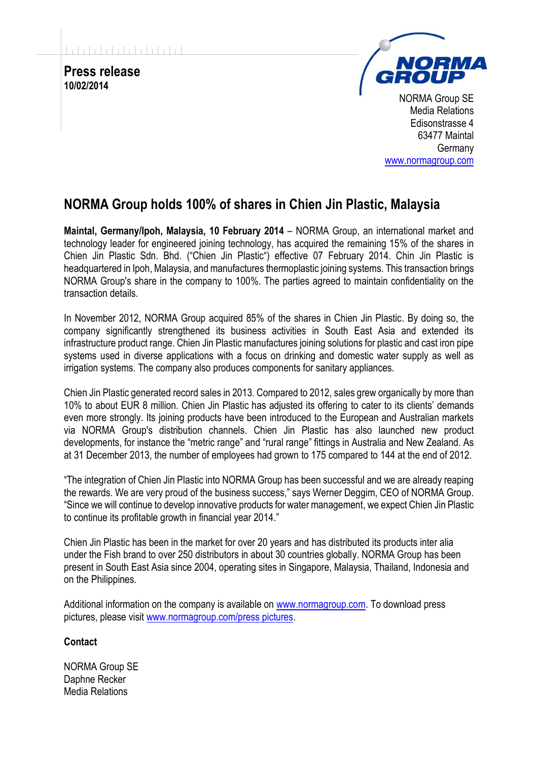**Press release**
**10/02/2014**

NORMA Group SE
Media Relations
Edisonstrasse 4
63477 Maintal
Germany
www.normagroup.com

# NORMA Group holds 100% of shares in Chien Jin Plastic, Malaysia

**Maintal, Germany/Ipoh, Malaysia, 10 February 2014** – NORMA Group, an international market and technology leader for engineered joining technology, has acquired the remaining 15% of the shares in Chien Jin Plastic Sdn. Bhd. ("Chien Jin Plastic") effective 07 February 2014. Chin Jin Plastic is headquartered in Ipoh, Malaysia, and manufactures thermoplastic joining systems. This transaction brings NORMA Group's share in the company to 100%. The parties agreed to maintain confidentiality on the transaction details.

In November 2012, NORMA Group acquired 85% of the shares in Chien Jin Plastic. By doing so, the company significantly strengthened its business activities in South East Asia and extended its infrastructure product range. Chien Jin Plastic manufactures joining solutions for plastic and cast iron pipe systems used in diverse applications with a focus on drinking and domestic water supply as well as irrigation systems. The company also produces components for sanitary appliances.

Chien Jin Plastic generated record sales in 2013. Compared to 2012, sales grew organically by more than 10% to about EUR 8 million. Chien Jin Plastic has adjusted its offering to cater to its clients' demands even more strongly. Its joining products have been introduced to the European and Australian markets via NORMA Group's distribution channels. Chien Jin Plastic has also launched new product developments, for instance the "metric range" and "rural range" fittings in Australia and New Zealand. As at 31 December 2013, the number of employees had grown to 175 compared to 144 at the end of 2012.

"The integration of Chien Jin Plastic into NORMA Group has been successful and we are already reaping the rewards. We are very proud of the business success," says Werner Deggim, CEO of NORMA Group. "Since we will continue to develop innovative products for water management, we expect Chien Jin Plastic to continue its profitable growth in financial year 2014."

Chien Jin Plastic has been in the market for over 20 years and has distributed its products inter alia under the Fish brand to over 250 distributors in about 30 countries globally. NORMA Group has been present in South East Asia since 2004, operating sites in Singapore, Malaysia, Thailand, Indonesia and on the Philippines.

Additional information on the company is available on www.normagroup.com. To download press pictures, please visit www.normagroup.com/press pictures.

**Contact**

NORMA Group SE
Daphne Recker
Media Relations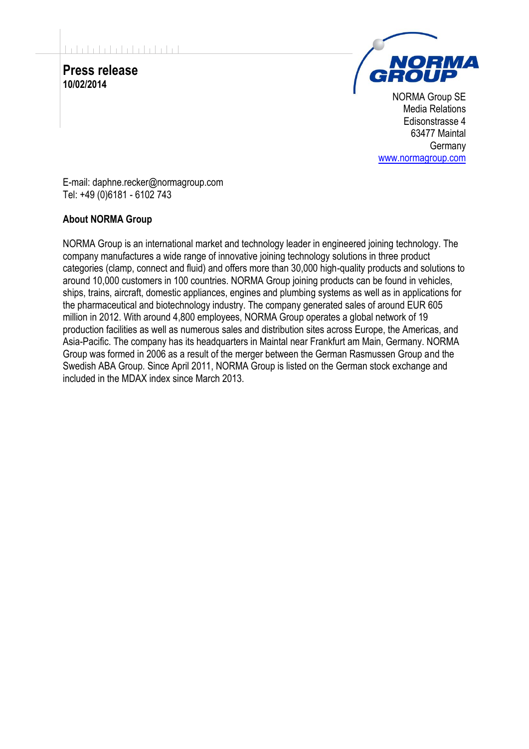**Press release**
**10/02/2014**

NORMA Group SE
Media Relations
Edisonstrasse 4
63477 Maintal
Germany
www.normagroup.com

E-mail: daphne.recker@normagroup.com
Tel: +49 (0)6181 - 6102 743

**About NORMA Group**

NORMA Group is an international market and technology leader in engineered joining technology. The company manufactures a wide range of innovative joining technology solutions in three product categories (clamp, connect and fluid) and offers more than 30,000 high-quality products and solutions to around 10,000 customers in 100 countries. NORMA Group joining products can be found in vehicles, ships, trains, aircraft, domestic appliances, engines and plumbing systems as well as in applications for the pharmaceutical and biotechnology industry. The company generated sales of around EUR 605 million in 2012. With around 4,800 employees, NORMA Group operates a global network of 19 production facilities as well as numerous sales and distribution sites across Europe, the Americas, and Asia-Pacific. The company has its headquarters in Maintal near Frankfurt am Main, Germany. NORMA Group was formed in 2006 as a result of the merger between the German Rasmussen Group and the Swedish ABA Group. Since April 2011, NORMA Group is listed on the German stock exchange and included in the MDAX index since March 2013.